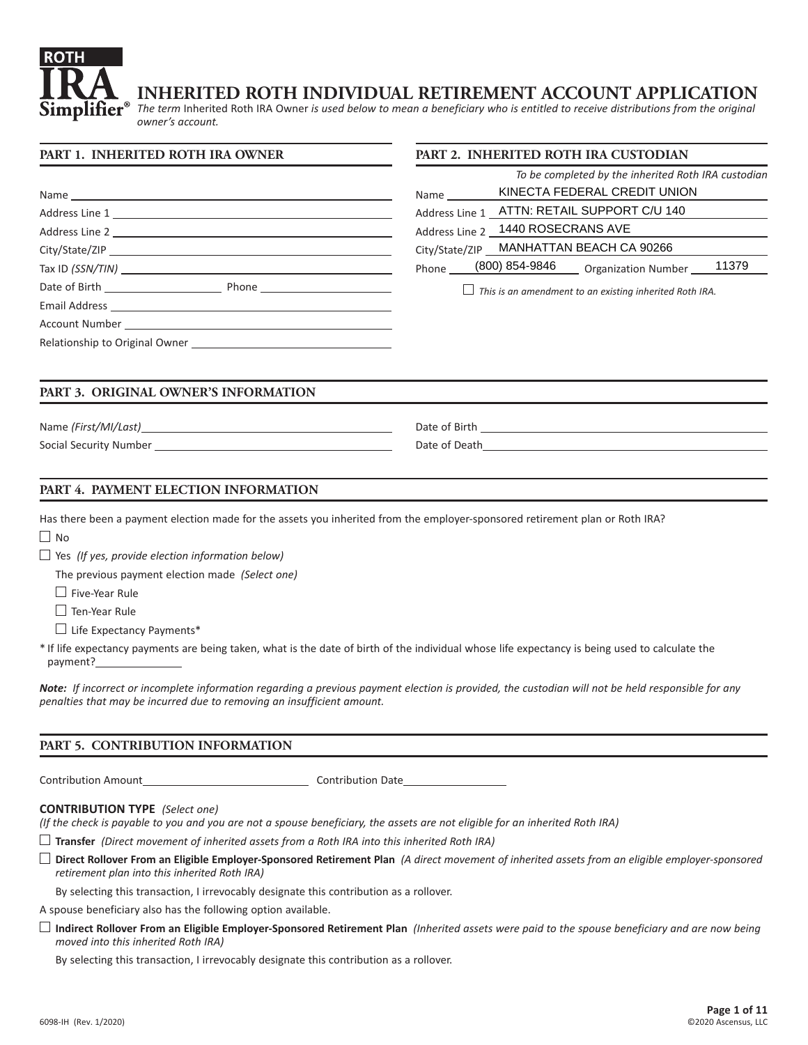**ROTH IRA Simplifier®**

# INHERITED ROTH INDIVIDUAL RETIREMENT ACCOUNT APPLICATION

*The term* Inherited Roth IRA Owner *is used below to mean a beneficiary who is entitled to receive distributions from the original owner's account.*

## PART 1. INHERITED ROTH IRA OWNER

Name ____________________

Address Line 1 ____________________

Address Line 2 ____________________

City/State/ZIP ____________________

Tax ID *(SSN/TIN)* ____________________

Date of Birth ____________________ Phone ____________________

Email Address ____________________

Account Number ____________________

Relationship to Original Owner ____________________

## PART 2. INHERITED ROTH IRA CUSTODIAN

*To be completed by the inherited Roth IRA custodian*

Name KINECTA FEDERAL CREDIT UNION

Address Line 1 ATTN: RETAIL SUPPORT C/U 140

Address Line 2 1440 ROSECRANS AVE

City/State/ZIP MANHATTAN BEACH CA 90266

Phone (800) 854-9846 Organization Number 11379

☐ *This is an amendment to an existing inherited Roth IRA.*

## PART 3. ORIGINAL OWNER'S INFORMATION

Name *(First/MI/Last)* ____________________

Social Security Number ____________________

Date of Birth ____________________

Date of Death ____________________

## PART 4. PAYMENT ELECTION INFORMATION

Has there been a payment election made for the assets you inherited from the employer-sponsored retirement plan or Roth IRA?

☐ No

☐ Yes *(If yes, provide election information below)*

The previous payment election made *(Select one)*

☐ Five-Year Rule

☐ Ten-Year Rule

☐ Life Expectancy Payments*

* If life expectancy payments are being taken, what is the date of birth of the individual whose life expectancy is being used to calculate the payment? ____________

***Note:*** *If incorrect or incomplete information regarding a previous payment election is provided, the custodian will not be held responsible for any penalties that may be incurred due to removing an insufficient amount.*

## PART 5. CONTRIBUTION INFORMATION

Contribution Amount ____________________ Contribution Date ____________________

**CONTRIBUTION TYPE** *(Select one)*

*(If the check is payable to you and you are not a spouse beneficiary, the assets are not eligible for an inherited Roth IRA)*

☐ **Transfer** *(Direct movement of inherited assets from a Roth IRA into this inherited Roth IRA)*

☐ **Direct Rollover From an Eligible Employer-Sponsored Retirement Plan** *(A direct movement of inherited assets from an eligible employer-sponsored retirement plan into this inherited Roth IRA)*

By selecting this transaction, I irrevocably designate this contribution as a rollover.

A spouse beneficiary also has the following option available.

☐ **Indirect Rollover From an Eligible Employer-Sponsored Retirement Plan** *(Inherited assets were paid to the spouse beneficiary and are now being moved into this inherited Roth IRA)*

By selecting this transaction, I irrevocably designate this contribution as a rollover.

6098-IH (Rev. 1/2020) ©2020 Ascensus, LLC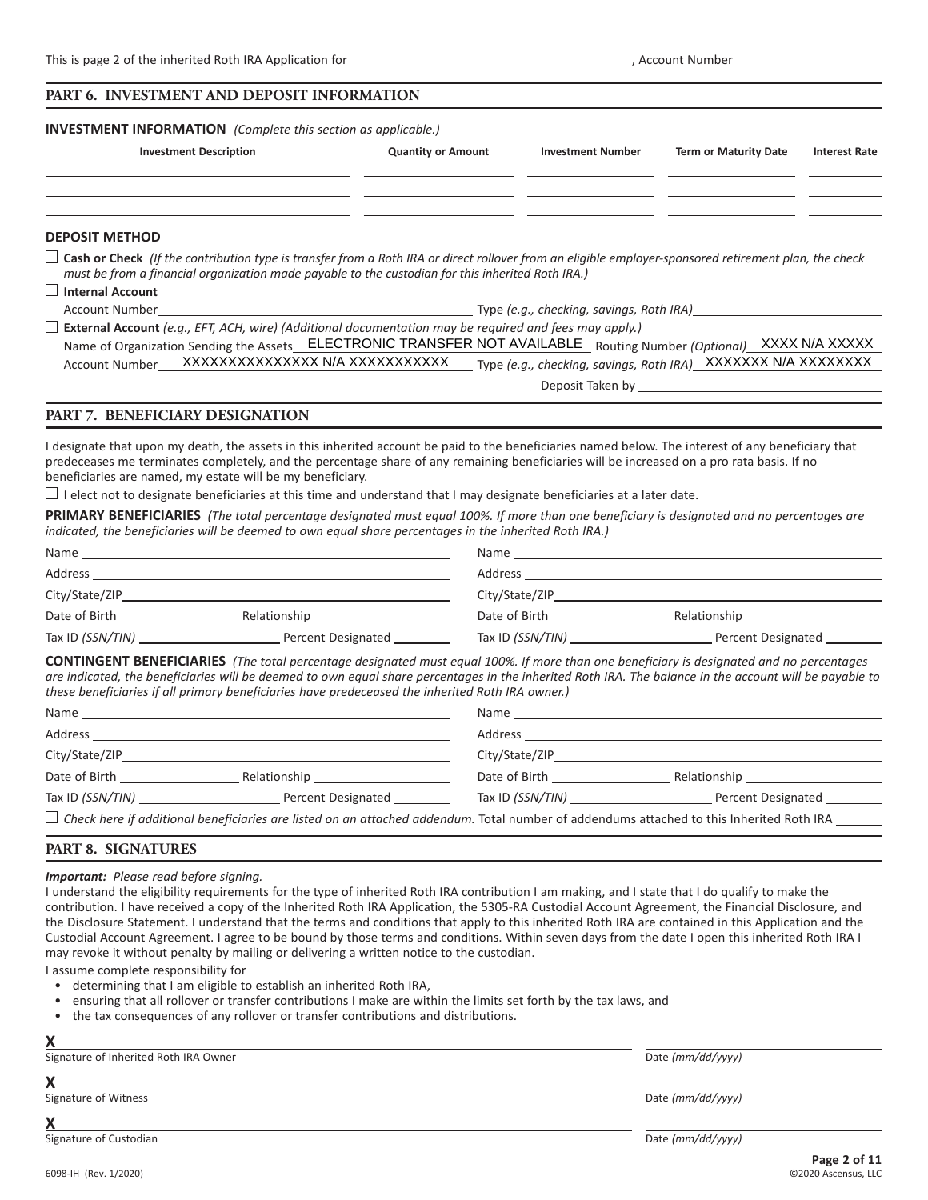This is page 2 of the inherited Roth IRA Application for \_\_\_\_\_\_\_\_\_\_\_\_\_\_\_\_\_\_\_\_, Account Number \_\_\_\_\_\_\_\_\_\_

## PART 6. INVESTMENT AND DEPOSIT INFORMATION

**INVESTMENT INFORMATION** *(Complete this section as applicable.)*

| Investment Description | Quantity or Amount | Investment Number | Term or Maturity Date | Interest Rate |
|---|---|---|---|---|
| | | | | |
| | | | | |
| | | | | |

**DEPOSIT METHOD**

☐ **Cash or Check** *(If the contribution type is transfer from a Roth IRA or direct rollover from an eligible employer-sponsored retirement plan, the check must be from a financial organization made payable to the custodian for this inherited Roth IRA.)*

☐ **Internal Account**

Account Number \_\_\_\_\_\_\_\_\_\_ Type *(e.g., checking, savings, Roth IRA)* \_\_\_\_\_\_\_\_\_\_

☐ **External Account** *(e.g., EFT, ACH, wire) (Additional documentation may be required and fees may apply.)*

Name of Organization Sending the Assets ELECTRONIC TRANSFER NOT AVAILABLE Routing Number *(Optional)* XXXX N/A XXXXX

Account Number XXXXXXXXXXXXXX N/A XXXXXXXXXXX Type *(e.g., checking, savings, Roth IRA)* XXXXXXX N/A XXXXXXXX

Deposit Taken by \_\_\_\_\_\_\_\_\_\_

## PART 7. BENEFICIARY DESIGNATION

I designate that upon my death, the assets in this inherited account be paid to the beneficiaries named below. The interest of any beneficiary that predeceases me terminates completely, and the percentage share of any remaining beneficiaries will be increased on a pro rata basis. If no beneficiaries are named, my estate will be my beneficiary.

☐ I elect not to designate beneficiaries at this time and understand that I may designate beneficiaries at a later date.

**PRIMARY BENEFICIARIES** *(The total percentage designated must equal 100%. If more than one beneficiary is designated and no percentages are indicated, the beneficiaries will be deemed to own equal share percentages in the inherited Roth IRA.)*

Name \_\_\_\_\_\_\_\_\_\_ Name \_\_\_\_\_\_\_\_\_\_

Address \_\_\_\_\_\_\_\_\_\_ Address \_\_\_\_\_\_\_\_\_\_

City/State/ZIP \_\_\_\_\_\_\_\_\_\_ City/State/ZIP \_\_\_\_\_\_\_\_\_\_

Date of Birth \_\_\_\_\_\_ Relationship \_\_\_\_\_\_ Date of Birth \_\_\_\_\_\_ Relationship \_\_\_\_\_\_

Tax ID *(SSN/TIN)* \_\_\_\_\_\_ Percent Designated \_\_\_\_\_\_ Tax ID *(SSN/TIN)* \_\_\_\_\_\_ Percent Designated \_\_\_\_\_\_

**CONTINGENT BENEFICIARIES** *(The total percentage designated must equal 100%. If more than one beneficiary is designated and no percentages are indicated, the beneficiaries will be deemed to own equal share percentages in the inherited Roth IRA. The balance in the account will be payable to these beneficiaries if all primary beneficiaries have predeceased the inherited Roth IRA owner.)*

Name \_\_\_\_\_\_\_\_\_\_ Name \_\_\_\_\_\_\_\_\_\_

Address \_\_\_\_\_\_\_\_\_\_ Address \_\_\_\_\_\_\_\_\_\_

City/State/ZIP \_\_\_\_\_\_\_\_\_\_ City/State/ZIP \_\_\_\_\_\_\_\_\_\_

Date of Birth \_\_\_\_\_\_ Relationship \_\_\_\_\_\_ Date of Birth \_\_\_\_\_\_ Relationship \_\_\_\_\_\_

Tax ID *(SSN/TIN)* \_\_\_\_\_\_ Percent Designated \_\_\_\_\_\_ Tax ID *(SSN/TIN)* \_\_\_\_\_\_ Percent Designated \_\_\_\_\_\_

☐ *Check here if additional beneficiaries are listed on an attached addendum.* Total number of addendums attached to this Inherited Roth IRA \_\_\_\_\_\_

## PART 8. SIGNATURES

***Important:** Please read before signing.*

I understand the eligibility requirements for the type of inherited Roth IRA contribution I am making, and I state that I do qualify to make the contribution. I have received a copy of the Inherited Roth IRA Application, the 5305-RA Custodial Account Agreement, the Financial Disclosure, and the Disclosure Statement. I understand that the terms and conditions that apply to this inherited Roth IRA are contained in this Application and the Custodial Account Agreement. I agree to be bound by those terms and conditions. Within seven days from the date I open this inherited Roth IRA I may revoke it without penalty by mailing or delivering a written notice to the custodian.

I assume complete responsibility for

- determining that I am eligible to establish an inherited Roth IRA,
- ensuring that all rollover or transfer contributions I make are within the limits set forth by the tax laws, and
- the tax consequences of any rollover or transfer contributions and distributions.

**X** \_\_\_\_\_\_\_\_\_\_
Signature of Inherited Roth IRA Owner — Date *(mm/dd/yyyy)*

**X** \_\_\_\_\_\_\_\_\_\_
Signature of Witness — Date *(mm/dd/yyyy)*

**X** \_\_\_\_\_\_\_\_\_\_
Signature of Custodian — Date *(mm/dd/yyyy)*

6098-IH (Rev. 1/2020) ©2020 Ascensus, LLC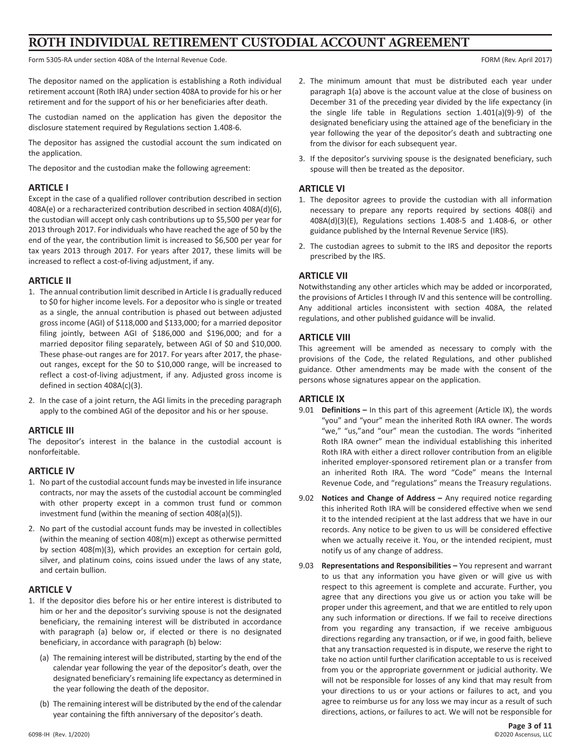# ROTH INDIVIDUAL RETIREMENT CUSTODIAL ACCOUNT AGREEMENT

Form 5305-RA under section 408A of the Internal Revenue Code. FORM (Rev. April 2017)

The depositor named on the application is establishing a Roth individual retirement account (Roth IRA) under section 408A to provide for his or her retirement and for the support of his or her beneficiaries after death.

The custodian named on the application has given the depositor the disclosure statement required by Regulations section 1.408-6.

The depositor has assigned the custodial account the sum indicated on the application.

The depositor and the custodian make the following agreement:

### ARTICLE I

Except in the case of a qualified rollover contribution described in section 408A(e) or a recharacterized contribution described in section 408A(d)(6), the custodian will accept only cash contributions up to $5,500 per year for 2013 through 2017. For individuals who have reached the age of 50 by the end of the year, the contribution limit is increased to $6,500 per year for tax years 2013 through 2017. For years after 2017, these limits will be increased to reflect a cost-of-living adjustment, if any.

### ARTICLE II

1. The annual contribution limit described in Article I is gradually reduced to $0 for higher income levels. For a depositor who is single or treated as a single, the annual contribution is phased out between adjusted gross income (AGI) of $118,000 and $133,000; for a married depositor filing jointly, between AGI of $186,000 and $196,000; and for a married depositor filing separately, between AGI of $0 and $10,000. These phase-out ranges are for 2017. For years after 2017, the phase-out ranges, except for the $0 to $10,000 range, will be increased to reflect a cost-of-living adjustment, if any. Adjusted gross income is defined in section 408A(c)(3).
2. In the case of a joint return, the AGI limits in the preceding paragraph apply to the combined AGI of the depositor and his or her spouse.

### ARTICLE III

The depositor's interest in the balance in the custodial account is nonforfeitable.

### ARTICLE IV

1. No part of the custodial account funds may be invested in life insurance contracts, nor may the assets of the custodial account be commingled with other property except in a common trust fund or common investment fund (within the meaning of section 408(a)(5)).
2. No part of the custodial account funds may be invested in collectibles (within the meaning of section 408(m)) except as otherwise permitted by section 408(m)(3), which provides an exception for certain gold, silver, and platinum coins, coins issued under the laws of any state, and certain bullion.

### ARTICLE V

1. If the depositor dies before his or her entire interest is distributed to him or her and the depositor's surviving spouse is not the designated beneficiary, the remaining interest will be distributed in accordance with paragraph (a) below or, if elected or there is no designated beneficiary, in accordance with paragraph (b) below:
   (a) The remaining interest will be distributed, starting by the end of the calendar year following the year of the depositor's death, over the designated beneficiary's remaining life expectancy as determined in the year following the death of the depositor.
   (b) The remaining interest will be distributed by the end of the calendar year containing the fifth anniversary of the depositor's death.
2. The minimum amount that must be distributed each year under paragraph 1(a) above is the account value at the close of business on December 31 of the preceding year divided by the life expectancy (in the single life table in Regulations section 1.401(a)(9)-9) of the designated beneficiary using the attained age of the beneficiary in the year following the year of the depositor's death and subtracting one from the divisor for each subsequent year.
3. If the depositor's surviving spouse is the designated beneficiary, such spouse will then be treated as the depositor.

### ARTICLE VI

1. The depositor agrees to provide the custodian with all information necessary to prepare any reports required by sections 408(i) and 408A(d)(3)(E), Regulations sections 1.408-5 and 1.408-6, or other guidance published by the Internal Revenue Service (IRS).
2. The custodian agrees to submit to the IRS and depositor the reports prescribed by the IRS.

### ARTICLE VII

Notwithstanding any other articles which may be added or incorporated, the provisions of Articles I through IV and this sentence will be controlling. Any additional articles inconsistent with section 408A, the related regulations, and other published guidance will be invalid.

### ARTICLE VIII

This agreement will be amended as necessary to comply with the provisions of the Code, the related Regulations, and other published guidance. Other amendments may be made with the consent of the persons whose signatures appear on the application.

### ARTICLE IX

9.01 **Definitions –** In this part of this agreement (Article IX), the words "you" and "your" mean the inherited Roth IRA owner. The words "we," "us,"and "our" mean the custodian. The words "inherited Roth IRA owner" mean the individual establishing this inherited Roth IRA with either a direct rollover contribution from an eligible inherited employer-sponsored retirement plan or a transfer from an inherited Roth IRA. The word "Code" means the Internal Revenue Code, and "regulations" means the Treasury regulations.

9.02 **Notices and Change of Address –** Any required notice regarding this inherited Roth IRA will be considered effective when we send it to the intended recipient at the last address that we have in our records. Any notice to be given to us will be considered effective when we actually receive it. You, or the intended recipient, must notify us of any change of address.

9.03 **Representations and Responsibilities –** You represent and warrant to us that any information you have given or will give us with respect to this agreement is complete and accurate. Further, you agree that any directions you give us or action you take will be proper under this agreement, and that we are entitled to rely upon any such information or directions. If we fail to receive directions from you regarding any transaction, if we receive ambiguous directions regarding any transaction, or if we, in good faith, believe that any transaction requested is in dispute, we reserve the right to take no action until further clarification acceptable to us is received from you or the appropriate government or judicial authority. We will not be responsible for losses of any kind that may result from your directions to us or your actions or failures to act, and you agree to reimburse us for any loss we may incur as a result of such directions, actions, or failures to act. We will not be responsible for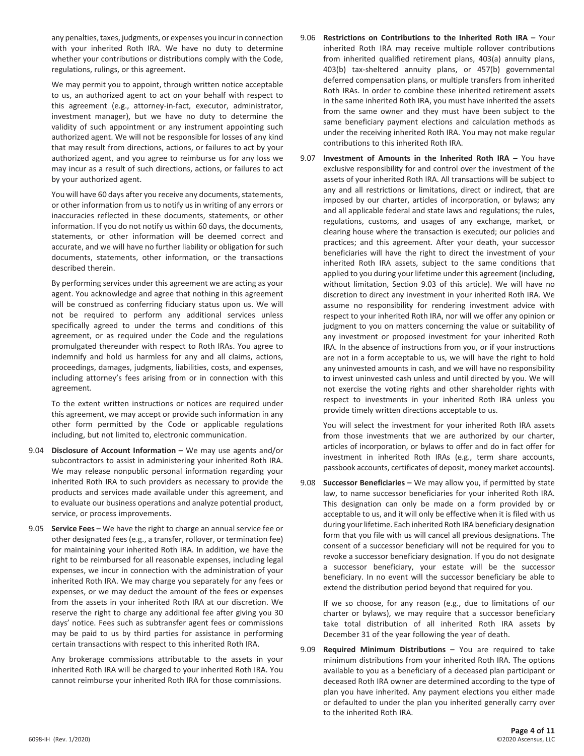any penalties, taxes, judgments, or expenses you incur in connection with your inherited Roth IRA. We have no duty to determine whether your contributions or distributions comply with the Code, regulations, rulings, or this agreement.

We may permit you to appoint, through written notice acceptable to us, an authorized agent to act on your behalf with respect to this agreement (e.g., attorney-in-fact, executor, administrator, investment manager), but we have no duty to determine the validity of such appointment or any instrument appointing such authorized agent. We will not be responsible for losses of any kind that may result from directions, actions, or failures to act by your authorized agent, and you agree to reimburse us for any loss we may incur as a result of such directions, actions, or failures to act by your authorized agent.

You will have 60 days after you receive any documents, statements, or other information from us to notify us in writing of any errors or inaccuracies reflected in these documents, statements, or other information. If you do not notify us within 60 days, the documents, statements, or other information will be deemed correct and accurate, and we will have no further liability or obligation for such documents, statements, other information, or the transactions described therein.

By performing services under this agreement we are acting as your agent. You acknowledge and agree that nothing in this agreement will be construed as conferring fiduciary status upon us. We will not be required to perform any additional services unless specifically agreed to under the terms and conditions of this agreement, or as required under the Code and the regulations promulgated thereunder with respect to Roth IRAs. You agree to indemnify and hold us harmless for any and all claims, actions, proceedings, damages, judgments, liabilities, costs, and expenses, including attorney's fees arising from or in connection with this agreement.

To the extent written instructions or notices are required under this agreement, we may accept or provide such information in any other form permitted by the Code or applicable regulations including, but not limited to, electronic communication.

9.04 **Disclosure of Account Information –** We may use agents and/or subcontractors to assist in administering your inherited Roth IRA. We may release nonpublic personal information regarding your inherited Roth IRA to such providers as necessary to provide the products and services made available under this agreement, and to evaluate our business operations and analyze potential product, service, or process improvements.

9.05 **Service Fees –** We have the right to charge an annual service fee or other designated fees (e.g., a transfer, rollover, or termination fee) for maintaining your inherited Roth IRA. In addition, we have the right to be reimbursed for all reasonable expenses, including legal expenses, we incur in connection with the administration of your inherited Roth IRA. We may charge you separately for any fees or expenses, or we may deduct the amount of the fees or expenses from the assets in your inherited Roth IRA at our discretion. We reserve the right to charge any additional fee after giving you 30 days' notice. Fees such as subtransfer agent fees or commissions may be paid to us by third parties for assistance in performing certain transactions with respect to this inherited Roth IRA.

Any brokerage commissions attributable to the assets in your inherited Roth IRA will be charged to your inherited Roth IRA. You cannot reimburse your inherited Roth IRA for those commissions.

9.06 **Restrictions on Contributions to the Inherited Roth IRA –** Your inherited Roth IRA may receive multiple rollover contributions from inherited qualified retirement plans, 403(a) annuity plans, 403(b) tax-sheltered annuity plans, or 457(b) governmental deferred compensation plans, or multiple transfers from inherited Roth IRAs. In order to combine these inherited retirement assets in the same inherited Roth IRA, you must have inherited the assets from the same owner and they must have been subject to the same beneficiary payment elections and calculation methods as under the receiving inherited Roth IRA. You may not make regular contributions to this inherited Roth IRA.

9.07 **Investment of Amounts in the Inherited Roth IRA –** You have exclusive responsibility for and control over the investment of the assets of your inherited Roth IRA. All transactions will be subject to any and all restrictions or limitations, direct or indirect, that are imposed by our charter, articles of incorporation, or bylaws; any and all applicable federal and state laws and regulations; the rules, regulations, customs, and usages of any exchange, market, or clearing house where the transaction is executed; our policies and practices; and this agreement. After your death, your successor beneficiaries will have the right to direct the investment of your inherited Roth IRA assets, subject to the same conditions that applied to you during your lifetime under this agreement (including, without limitation, Section 9.03 of this article). We will have no discretion to direct any investment in your inherited Roth IRA. We assume no responsibility for rendering investment advice with respect to your inherited Roth IRA, nor will we offer any opinion or judgment to you on matters concerning the value or suitability of any investment or proposed investment for your inherited Roth IRA. In the absence of instructions from you, or if your instructions are not in a form acceptable to us, we will have the right to hold any uninvested amounts in cash, and we will have no responsibility to invest uninvested cash unless and until directed by you. We will not exercise the voting rights and other shareholder rights with respect to investments in your inherited Roth IRA unless you provide timely written directions acceptable to us.

You will select the investment for your inherited Roth IRA assets from those investments that we are authorized by our charter, articles of incorporation, or bylaws to offer and do in fact offer for investment in inherited Roth IRAs (e.g., term share accounts, passbook accounts, certificates of deposit, money market accounts).

9.08 **Successor Beneficiaries –** We may allow you, if permitted by state law, to name successor beneficiaries for your inherited Roth IRA. This designation can only be made on a form provided by or acceptable to us, and it will only be effective when it is filed with us during your lifetime. Each inherited Roth IRA beneficiary designation form that you file with us will cancel all previous designations. The consent of a successor beneficiary will not be required for you to revoke a successor beneficiary designation. If you do not designate a successor beneficiary, your estate will be the successor beneficiary. In no event will the successor beneficiary be able to extend the distribution period beyond that required for you.

If we so choose, for any reason (e.g., due to limitations of our charter or bylaws), we may require that a successor beneficiary take total distribution of all inherited Roth IRA assets by December 31 of the year following the year of death.

9.09 **Required Minimum Distributions –** You are required to take minimum distributions from your inherited Roth IRA. The options available to you as a beneficiary of a deceased plan participant or deceased Roth IRA owner are determined according to the type of plan you have inherited. Any payment elections you either made or defaulted to under the plan you inherited generally carry over to the inherited Roth IRA.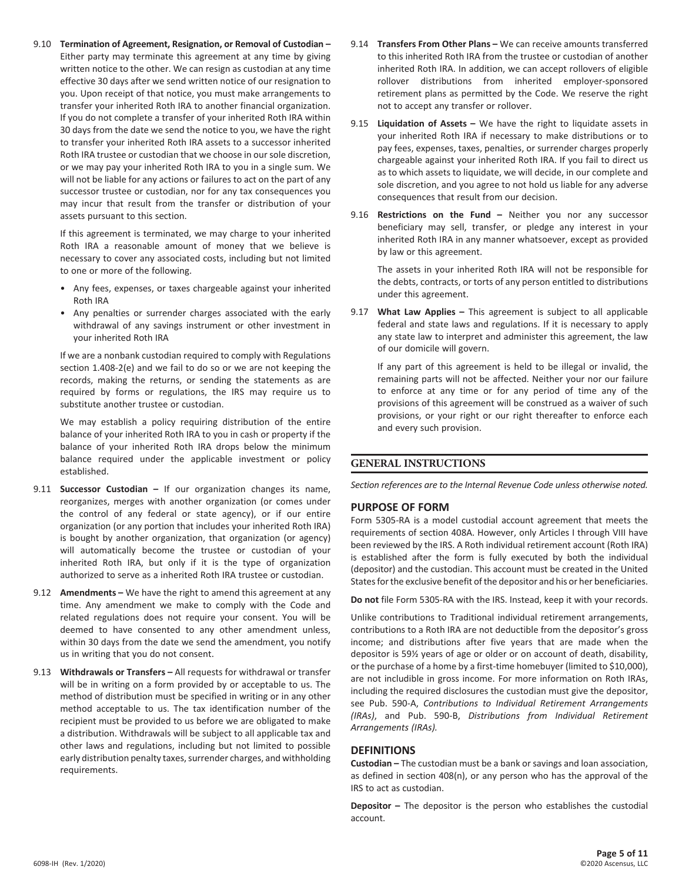9.10 **Termination of Agreement, Resignation, or Removal of Custodian –** Either party may terminate this agreement at any time by giving written notice to the other. We can resign as custodian at any time effective 30 days after we send written notice of our resignation to you. Upon receipt of that notice, you must make arrangements to transfer your inherited Roth IRA to another financial organization. If you do not complete a transfer of your inherited Roth IRA within 30 days from the date we send the notice to you, we have the right to transfer your inherited Roth IRA assets to a successor inherited Roth IRA trustee or custodian that we choose in our sole discretion, or we may pay your inherited Roth IRA to you in a single sum. We will not be liable for any actions or failures to act on the part of any successor trustee or custodian, nor for any tax consequences you may incur that result from the transfer or distribution of your assets pursuant to this section.

If this agreement is terminated, we may charge to your inherited Roth IRA a reasonable amount of money that we believe is necessary to cover any associated costs, including but not limited to one or more of the following.

- Any fees, expenses, or taxes chargeable against your inherited Roth IRA
- Any penalties or surrender charges associated with the early withdrawal of any savings instrument or other investment in your inherited Roth IRA

If we are a nonbank custodian required to comply with Regulations section 1.408-2(e) and we fail to do so or we are not keeping the records, making the returns, or sending the statements as are required by forms or regulations, the IRS may require us to substitute another trustee or custodian.

We may establish a policy requiring distribution of the entire balance of your inherited Roth IRA to you in cash or property if the balance of your inherited Roth IRA drops below the minimum balance required under the applicable investment or policy established.

9.11 **Successor Custodian –** If our organization changes its name, reorganizes, merges with another organization (or comes under the control of any federal or state agency), or if our entire organization (or any portion that includes your inherited Roth IRA) is bought by another organization, that organization (or agency) will automatically become the trustee or custodian of your inherited Roth IRA, but only if it is the type of organization authorized to serve as a inherited Roth IRA trustee or custodian.

9.12 **Amendments –** We have the right to amend this agreement at any time. Any amendment we make to comply with the Code and related regulations does not require your consent. You will be deemed to have consented to any other amendment unless, within 30 days from the date we send the amendment, you notify us in writing that you do not consent.

9.13 **Withdrawals or Transfers –** All requests for withdrawal or transfer will be in writing on a form provided by or acceptable to us. The method of distribution must be specified in writing or in any other method acceptable to us. The tax identification number of the recipient must be provided to us before we are obligated to make a distribution. Withdrawals will be subject to all applicable tax and other laws and regulations, including but not limited to possible early distribution penalty taxes, surrender charges, and withholding requirements.

9.14 **Transfers From Other Plans –** We can receive amounts transferred to this inherited Roth IRA from the trustee or custodian of another inherited Roth IRA. In addition, we can accept rollovers of eligible rollover distributions from inherited employer-sponsored retirement plans as permitted by the Code. We reserve the right not to accept any transfer or rollover.

9.15 **Liquidation of Assets –** We have the right to liquidate assets in your inherited Roth IRA if necessary to make distributions or to pay fees, expenses, taxes, penalties, or surrender charges properly chargeable against your inherited Roth IRA. If you fail to direct us as to which assets to liquidate, we will decide, in our complete and sole discretion, and you agree to not hold us liable for any adverse consequences that result from our decision.

9.16 **Restrictions on the Fund –** Neither you nor any successor beneficiary may sell, transfer, or pledge any interest in your inherited Roth IRA in any manner whatsoever, except as provided by law or this agreement.

The assets in your inherited Roth IRA will not be responsible for the debts, contracts, or torts of any person entitled to distributions under this agreement.

9.17 **What Law Applies –** This agreement is subject to all applicable federal and state laws and regulations. If it is necessary to apply any state law to interpret and administer this agreement, the law of our domicile will govern.

If any part of this agreement is held to be illegal or invalid, the remaining parts will not be affected. Neither your nor our failure to enforce at any time or for any period of time any of the provisions of this agreement will be construed as a waiver of such provisions, or your right or our right thereafter to enforce each and every such provision.

## GENERAL INSTRUCTIONS

*Section references are to the Internal Revenue Code unless otherwise noted.*

### PURPOSE OF FORM

Form 5305-RA is a model custodial account agreement that meets the requirements of section 408A. However, only Articles I through VIII have been reviewed by the IRS. A Roth individual retirement account (Roth IRA) is established after the form is fully executed by both the individual (depositor) and the custodian. This account must be created in the United States for the exclusive benefit of the depositor and his or her beneficiaries.

**Do not** file Form 5305-RA with the IRS. Instead, keep it with your records.

Unlike contributions to Traditional individual retirement arrangements, contributions to a Roth IRA are not deductible from the depositor's gross income; and distributions after five years that are made when the depositor is 59½ years of age or older or on account of death, disability, or the purchase of a home by a first-time homebuyer (limited to $10,000), are not includible in gross income. For more information on Roth IRAs, including the required disclosures the custodian must give the depositor, see Pub. 590-A, *Contributions to Individual Retirement Arrangements (IRAs)*, and Pub. 590-B, *Distributions from Individual Retirement Arrangements (IRAs).*

### DEFINITIONS

**Custodian –** The custodian must be a bank or savings and loan association, as defined in section 408(n), or any person who has the approval of the IRS to act as custodian.

**Depositor –** The depositor is the person who establishes the custodial account.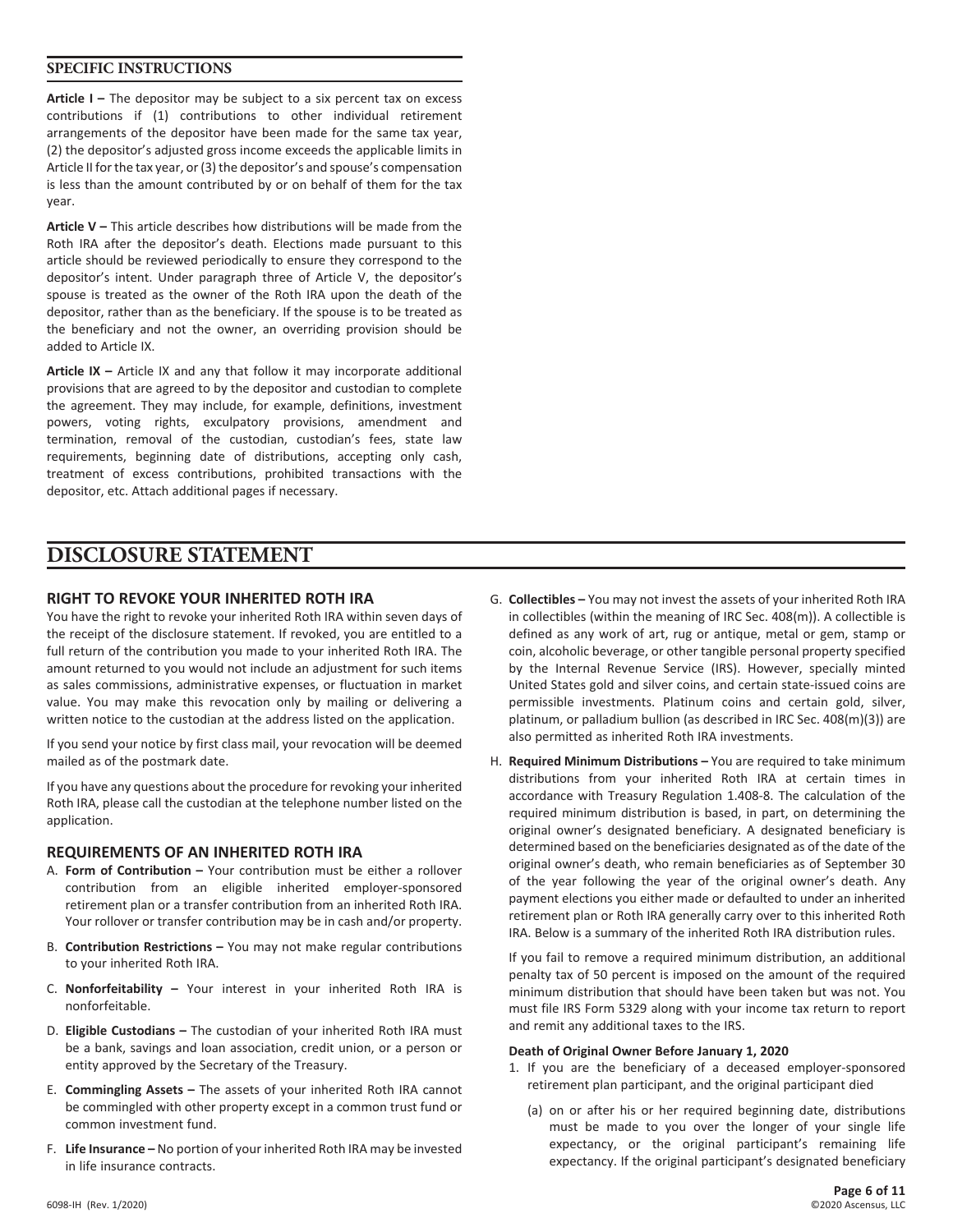## SPECIFIC INSTRUCTIONS

**Article I –** The depositor may be subject to a six percent tax on excess contributions if (1) contributions to other individual retirement arrangements of the depositor have been made for the same tax year, (2) the depositor's adjusted gross income exceeds the applicable limits in Article II for the tax year, or (3) the depositor's and spouse's compensation is less than the amount contributed by or on behalf of them for the tax year.

**Article V –** This article describes how distributions will be made from the Roth IRA after the depositor's death. Elections made pursuant to this article should be reviewed periodically to ensure they correspond to the depositor's intent. Under paragraph three of Article V, the depositor's spouse is treated as the owner of the Roth IRA upon the death of the depositor, rather than as the beneficiary. If the spouse is to be treated as the beneficiary and not the owner, an overriding provision should be added to Article IX.

**Article IX –** Article IX and any that follow it may incorporate additional provisions that are agreed to by the depositor and custodian to complete the agreement. They may include, for example, definitions, investment powers, voting rights, exculpatory provisions, amendment and termination, removal of the custodian, custodian's fees, state law requirements, beginning date of distributions, accepting only cash, treatment of excess contributions, prohibited transactions with the depositor, etc. Attach additional pages if necessary.

# DISCLOSURE STATEMENT

### RIGHT TO REVOKE YOUR INHERITED ROTH IRA

You have the right to revoke your inherited Roth IRA within seven days of the receipt of the disclosure statement. If revoked, you are entitled to a full return of the contribution you made to your inherited Roth IRA. The amount returned to you would not include an adjustment for such items as sales commissions, administrative expenses, or fluctuation in market value. You may make this revocation only by mailing or delivering a written notice to the custodian at the address listed on the application.

If you send your notice by first class mail, your revocation will be deemed mailed as of the postmark date.

If you have any questions about the procedure for revoking your inherited Roth IRA, please call the custodian at the telephone number listed on the application.

### REQUIREMENTS OF AN INHERITED ROTH IRA

A. **Form of Contribution –** Your contribution must be either a rollover contribution from an eligible inherited employer-sponsored retirement plan or a transfer contribution from an inherited Roth IRA. Your rollover or transfer contribution may be in cash and/or property.

B. **Contribution Restrictions –** You may not make regular contributions to your inherited Roth IRA.

C. **Nonforfeitability –** Your interest in your inherited Roth IRA is nonforfeitable.

D. **Eligible Custodians –** The custodian of your inherited Roth IRA must be a bank, savings and loan association, credit union, or a person or entity approved by the Secretary of the Treasury.

E. **Commingling Assets –** The assets of your inherited Roth IRA cannot be commingled with other property except in a common trust fund or common investment fund.

F. **Life Insurance –** No portion of your inherited Roth IRA may be invested in life insurance contracts.

G. **Collectibles –** You may not invest the assets of your inherited Roth IRA in collectibles (within the meaning of IRC Sec. 408(m)). A collectible is defined as any work of art, rug or antique, metal or gem, stamp or coin, alcoholic beverage, or other tangible personal property specified by the Internal Revenue Service (IRS). However, specially minted United States gold and silver coins, and certain state-issued coins are permissible investments. Platinum coins and certain gold, silver, platinum, or palladium bullion (as described in IRC Sec. 408(m)(3)) are also permitted as inherited Roth IRA investments.

H. **Required Minimum Distributions –** You are required to take minimum distributions from your inherited Roth IRA at certain times in accordance with Treasury Regulation 1.408-8. The calculation of the required minimum distribution is based, in part, on determining the original owner's designated beneficiary. A designated beneficiary is determined based on the beneficiaries designated as of the date of the original owner's death, who remain beneficiaries as of September 30 of the year following the year of the original owner's death. Any payment elections you either made or defaulted to under an inherited retirement plan or Roth IRA generally carry over to this inherited Roth IRA. Below is a summary of the inherited Roth IRA distribution rules.

If you fail to remove a required minimum distribution, an additional penalty tax of 50 percent is imposed on the amount of the required minimum distribution that should have been taken but was not. You must file IRS Form 5329 along with your income tax return to report and remit any additional taxes to the IRS.

**Death of Original Owner Before January 1, 2020**

1. If you are the beneficiary of a deceased employer-sponsored retirement plan participant, and the original participant died

   (a) on or after his or her required beginning date, distributions must be made to you over the longer of your single life expectancy, or the original participant's remaining life expectancy. If the original participant's designated beneficiary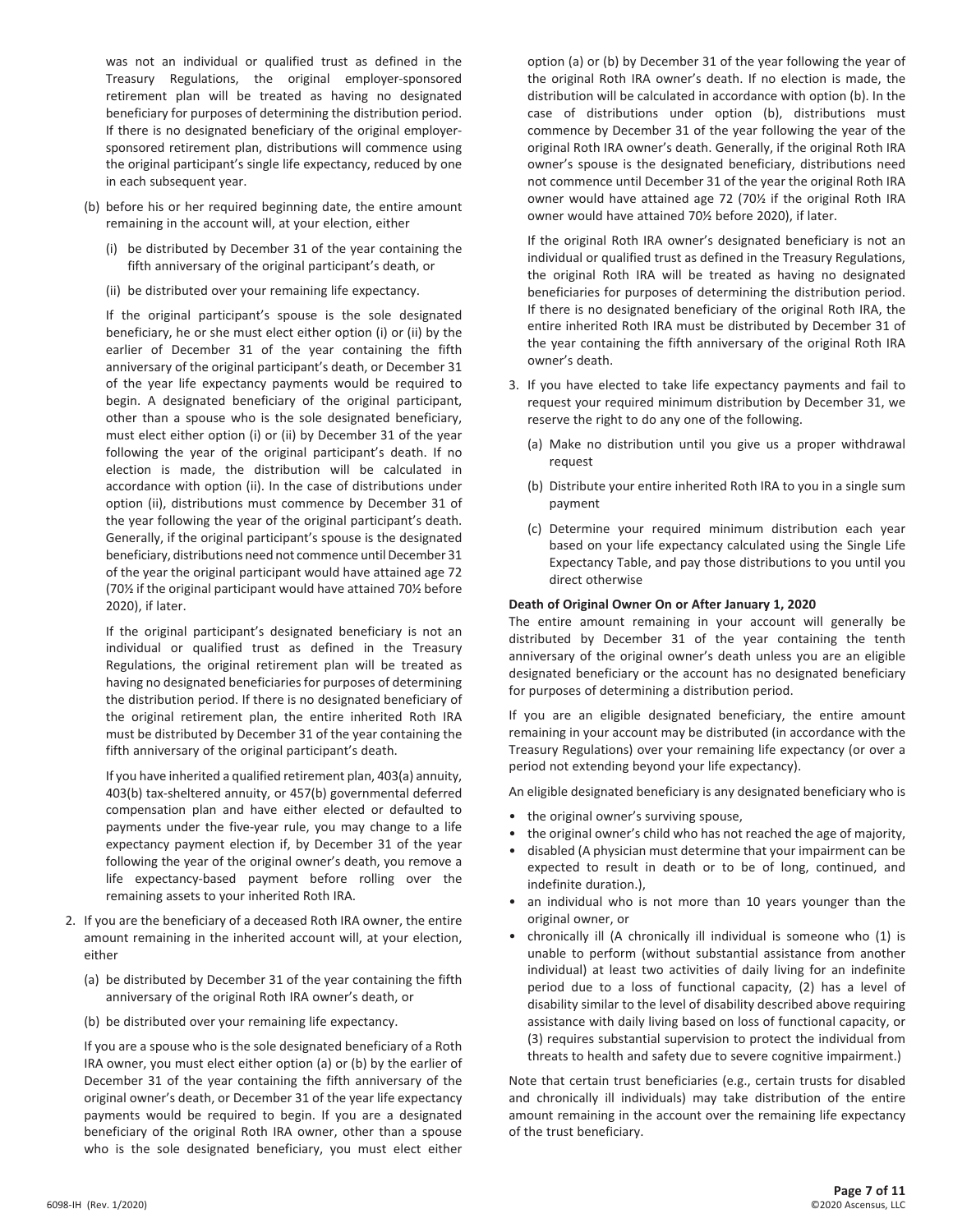was not an individual or qualified trust as defined in the Treasury Regulations, the original employer-sponsored retirement plan will be treated as having no designated beneficiary for purposes of determining the distribution period. If there is no designated beneficiary of the original employer-sponsored retirement plan, distributions will commence using the original participant's single life expectancy, reduced by one in each subsequent year.

(b) before his or her required beginning date, the entire amount remaining in the account will, at your election, either

(i) be distributed by December 31 of the year containing the fifth anniversary of the original participant's death, or

(ii) be distributed over your remaining life expectancy.

If the original participant's spouse is the sole designated beneficiary, he or she must elect either option (i) or (ii) by the earlier of December 31 of the year containing the fifth anniversary of the original participant's death, or December 31 of the year life expectancy payments would be required to begin. A designated beneficiary of the original participant, other than a spouse who is the sole designated beneficiary, must elect either option (i) or (ii) by December 31 of the year following the year of the original participant's death. If no election is made, the distribution will be calculated in accordance with option (ii). In the case of distributions under option (ii), distributions must commence by December 31 of the year following the year of the original participant's death. Generally, if the original participant's spouse is the designated beneficiary, distributions need not commence until December 31 of the year the original participant would have attained age 72 (70½ if the original participant would have attained 70½ before 2020), if later.

If the original participant's designated beneficiary is not an individual or qualified trust as defined in the Treasury Regulations, the original retirement plan will be treated as having no designated beneficiaries for purposes of determining the distribution period. If there is no designated beneficiary of the original retirement plan, the entire inherited Roth IRA must be distributed by December 31 of the year containing the fifth anniversary of the original participant's death.

If you have inherited a qualified retirement plan, 403(a) annuity, 403(b) tax-sheltered annuity, or 457(b) governmental deferred compensation plan and have either elected or defaulted to payments under the five-year rule, you may change to a life expectancy payment election if, by December 31 of the year following the year of the original owner's death, you remove a life expectancy-based payment before rolling over the remaining assets to your inherited Roth IRA.

2. If you are the beneficiary of a deceased Roth IRA owner, the entire amount remaining in the inherited account will, at your election, either

   (a) be distributed by December 31 of the year containing the fifth anniversary of the original Roth IRA owner's death, or

   (b) be distributed over your remaining life expectancy.

   If you are a spouse who is the sole designated beneficiary of a Roth IRA owner, you must elect either option (a) or (b) by the earlier of December 31 of the year containing the fifth anniversary of the original owner's death, or December 31 of the year life expectancy payments would be required to begin. If you are a designated beneficiary of the original Roth IRA owner, other than a spouse who is the sole designated beneficiary, you must elect either option (a) or (b) by December 31 of the year following the year of the original Roth IRA owner's death. If no election is made, the distribution will be calculated in accordance with option (b). In the case of distributions under option (b), distributions must commence by December 31 of the year following the year of the original Roth IRA owner's death. Generally, if the original Roth IRA owner's spouse is the designated beneficiary, distributions need not commence until December 31 of the year the original Roth IRA owner would have attained age 72 (70½ if the original Roth IRA owner would have attained 70½ before 2020), if later.

   If the original Roth IRA owner's designated beneficiary is not an individual or qualified trust as defined in the Treasury Regulations, the original Roth IRA will be treated as having no designated beneficiaries for purposes of determining the distribution period. If there is no designated beneficiary of the original Roth IRA, the entire inherited Roth IRA must be distributed by December 31 of the year containing the fifth anniversary of the original Roth IRA owner's death.

3. If you have elected to take life expectancy payments and fail to request your required minimum distribution by December 31, we reserve the right to do any one of the following.

   (a) Make no distribution until you give us a proper withdrawal request

   (b) Distribute your entire inherited Roth IRA to you in a single sum payment

   (c) Determine your required minimum distribution each year based on your life expectancy calculated using the Single Life Expectancy Table, and pay those distributions to you until you direct otherwise

**Death of Original Owner On or After January 1, 2020**

The entire amount remaining in your account will generally be distributed by December 31 of the year containing the tenth anniversary of the original owner's death unless you are an eligible designated beneficiary or the account has no designated beneficiary for purposes of determining a distribution period.

If you are an eligible designated beneficiary, the entire amount remaining in your account may be distributed (in accordance with the Treasury Regulations) over your remaining life expectancy (or over a period not extending beyond your life expectancy).

An eligible designated beneficiary is any designated beneficiary who is

- the original owner's surviving spouse,
- the original owner's child who has not reached the age of majority,
- disabled (A physician must determine that your impairment can be expected to result in death or to be of long, continued, and indefinite duration.),
- an individual who is not more than 10 years younger than the original owner, or
- chronically ill (A chronically ill individual is someone who (1) is unable to perform (without substantial assistance from another individual) at least two activities of daily living for an indefinite period due to a loss of functional capacity, (2) has a level of disability similar to the level of disability described above requiring assistance with daily living based on loss of functional capacity, or (3) requires substantial supervision to protect the individual from threats to health and safety due to severe cognitive impairment.)

Note that certain trust beneficiaries (e.g., certain trusts for disabled and chronically ill individuals) may take distribution of the entire amount remaining in the account over the remaining life expectancy of the trust beneficiary.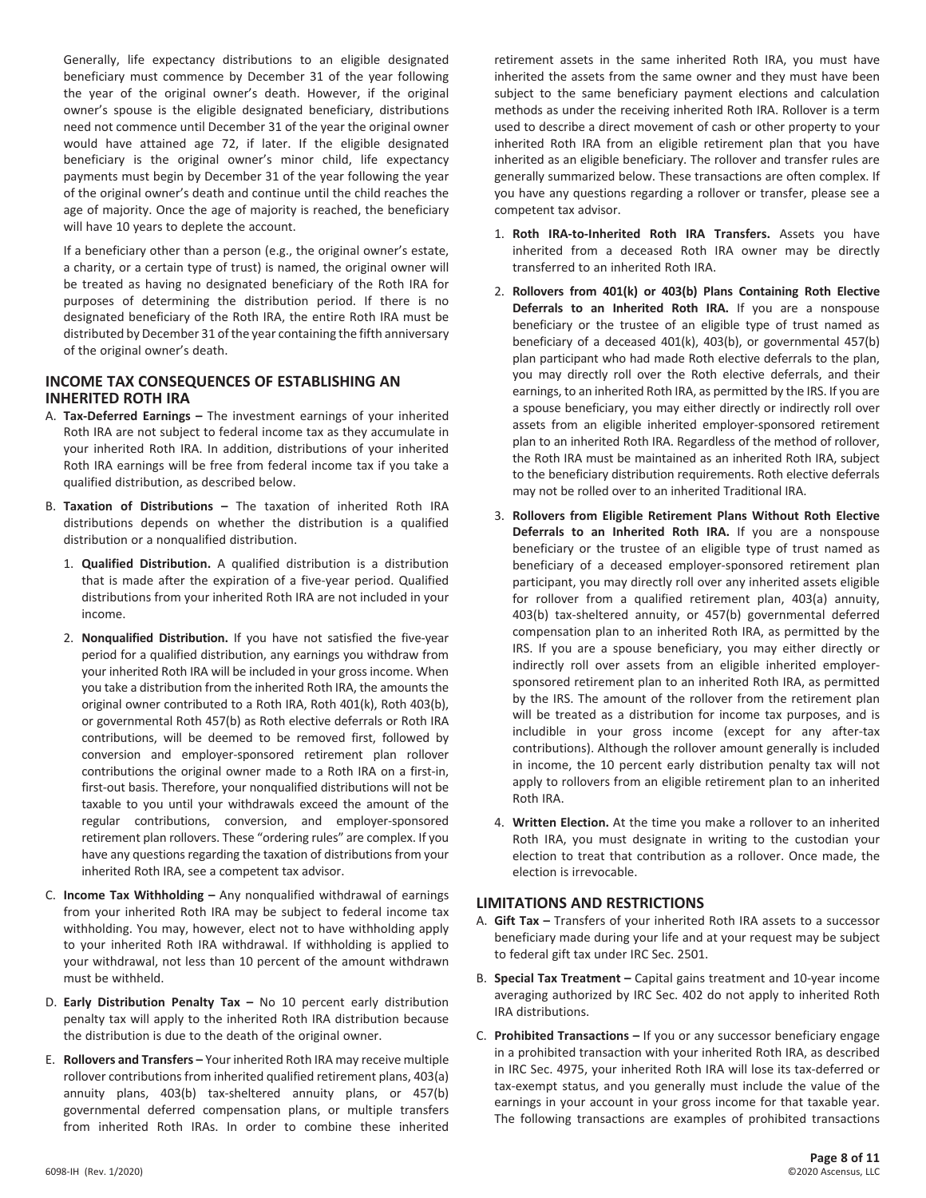Generally, life expectancy distributions to an eligible designated beneficiary must commence by December 31 of the year following the year of the original owner's death. However, if the original owner's spouse is the eligible designated beneficiary, distributions need not commence until December 31 of the year the original owner would have attained age 72, if later. If the eligible designated beneficiary is the original owner's minor child, life expectancy payments must begin by December 31 of the year following the year of the original owner's death and continue until the child reaches the age of majority. Once the age of majority is reached, the beneficiary will have 10 years to deplete the account.

If a beneficiary other than a person (e.g., the original owner's estate, a charity, or a certain type of trust) is named, the original owner will be treated as having no designated beneficiary of the Roth IRA for purposes of determining the distribution period. If there is no designated beneficiary of the Roth IRA, the entire Roth IRA must be distributed by December 31 of the year containing the fifth anniversary of the original owner's death.

## INCOME TAX CONSEQUENCES OF ESTABLISHING AN INHERITED ROTH IRA

A. **Tax-Deferred Earnings –** The investment earnings of your inherited Roth IRA are not subject to federal income tax as they accumulate in your inherited Roth IRA. In addition, distributions of your inherited Roth IRA earnings will be free from federal income tax if you take a qualified distribution, as described below.

B. **Taxation of Distributions –** The taxation of inherited Roth IRA distributions depends on whether the distribution is a qualified distribution or a nonqualified distribution.

   1. **Qualified Distribution.** A qualified distribution is a distribution that is made after the expiration of a five-year period. Qualified distributions from your inherited Roth IRA are not included in your income.

   2. **Nonqualified Distribution.** If you have not satisfied the five-year period for a qualified distribution, any earnings you withdraw from your inherited Roth IRA will be included in your gross income. When you take a distribution from the inherited Roth IRA, the amounts the original owner contributed to a Roth IRA, Roth 401(k), Roth 403(b), or governmental Roth 457(b) as Roth elective deferrals or Roth IRA contributions, will be deemed to be removed first, followed by conversion and employer-sponsored retirement plan rollover contributions the original owner made to a Roth IRA on a first-in, first-out basis. Therefore, your nonqualified distributions will not be taxable to you until your withdrawals exceed the amount of the regular contributions, conversion, and employer-sponsored retirement plan rollovers. These "ordering rules" are complex. If you have any questions regarding the taxation of distributions from your inherited Roth IRA, see a competent tax advisor.

C. **Income Tax Withholding –** Any nonqualified withdrawal of earnings from your inherited Roth IRA may be subject to federal income tax withholding. You may, however, elect not to have withholding apply to your inherited Roth IRA withdrawal. If withholding is applied to your withdrawal, not less than 10 percent of the amount withdrawn must be withheld.

D. **Early Distribution Penalty Tax –** No 10 percent early distribution penalty tax will apply to the inherited Roth IRA distribution because the distribution is due to the death of the original owner.

E. **Rollovers and Transfers –** Your inherited Roth IRA may receive multiple rollover contributions from inherited qualified retirement plans, 403(a) annuity plans, 403(b) tax-sheltered annuity plans, or 457(b) governmental deferred compensation plans, or multiple transfers from inherited Roth IRAs. In order to combine these inherited retirement assets in the same inherited Roth IRA, you must have inherited the assets from the same owner and they must have been subject to the same beneficiary payment elections and calculation methods as under the receiving inherited Roth IRA. Rollover is a term used to describe a direct movement of cash or other property to your inherited Roth IRA from an eligible retirement plan that you have inherited as an eligible beneficiary. The rollover and transfer rules are generally summarized below. These transactions are often complex. If you have any questions regarding a rollover or transfer, please see a competent tax advisor.

   1. **Roth IRA-to-Inherited Roth IRA Transfers.** Assets you have inherited from a deceased Roth IRA owner may be directly transferred to an inherited Roth IRA.

   2. **Rollovers from 401(k) or 403(b) Plans Containing Roth Elective Deferrals to an Inherited Roth IRA.** If you are a nonspouse beneficiary or the trustee of an eligible type of trust named as beneficiary of a deceased 401(k), 403(b), or governmental 457(b) plan participant who had made Roth elective deferrals to the plan, you may directly roll over the Roth elective deferrals, and their earnings, to an inherited Roth IRA, as permitted by the IRS. If you are a spouse beneficiary, you may either directly or indirectly roll over assets from an eligible inherited employer-sponsored retirement plan to an inherited Roth IRA. Regardless of the method of rollover, the Roth IRA must be maintained as an inherited Roth IRA, subject to the beneficiary distribution requirements. Roth elective deferrals may not be rolled over to an inherited Traditional IRA.

   3. **Rollovers from Eligible Retirement Plans Without Roth Elective Deferrals to an Inherited Roth IRA.** If you are a nonspouse beneficiary or the trustee of an eligible type of trust named as beneficiary of a deceased employer-sponsored retirement plan participant, you may directly roll over any inherited assets eligible for rollover from a qualified retirement plan, 403(a) annuity, 403(b) tax-sheltered annuity, or 457(b) governmental deferred compensation plan to an inherited Roth IRA, as permitted by the IRS. If you are a spouse beneficiary, you may either directly or indirectly roll over assets from an eligible inherited employer-sponsored retirement plan to an inherited Roth IRA, as permitted by the IRS. The amount of the rollover from the retirement plan will be treated as a distribution for income tax purposes, and is includible in your gross income (except for any after-tax contributions). Although the rollover amount generally is included in income, the 10 percent early distribution penalty tax will not apply to rollovers from an eligible retirement plan to an inherited Roth IRA.

   4. **Written Election.** At the time you make a rollover to an inherited Roth IRA, you must designate in writing to the custodian your election to treat that contribution as a rollover. Once made, the election is irrevocable.

## LIMITATIONS AND RESTRICTIONS

A. **Gift Tax –** Transfers of your inherited Roth IRA assets to a successor beneficiary made during your life and at your request may be subject to federal gift tax under IRC Sec. 2501.

B. **Special Tax Treatment –** Capital gains treatment and 10-year income averaging authorized by IRC Sec. 402 do not apply to inherited Roth IRA distributions.

C. **Prohibited Transactions –** If you or any successor beneficiary engage in a prohibited transaction with your inherited Roth IRA, as described in IRC Sec. 4975, your inherited Roth IRA will lose its tax-deferred or tax-exempt status, and you generally must include the value of the earnings in your account in your gross income for that taxable year. The following transactions are examples of prohibited transactions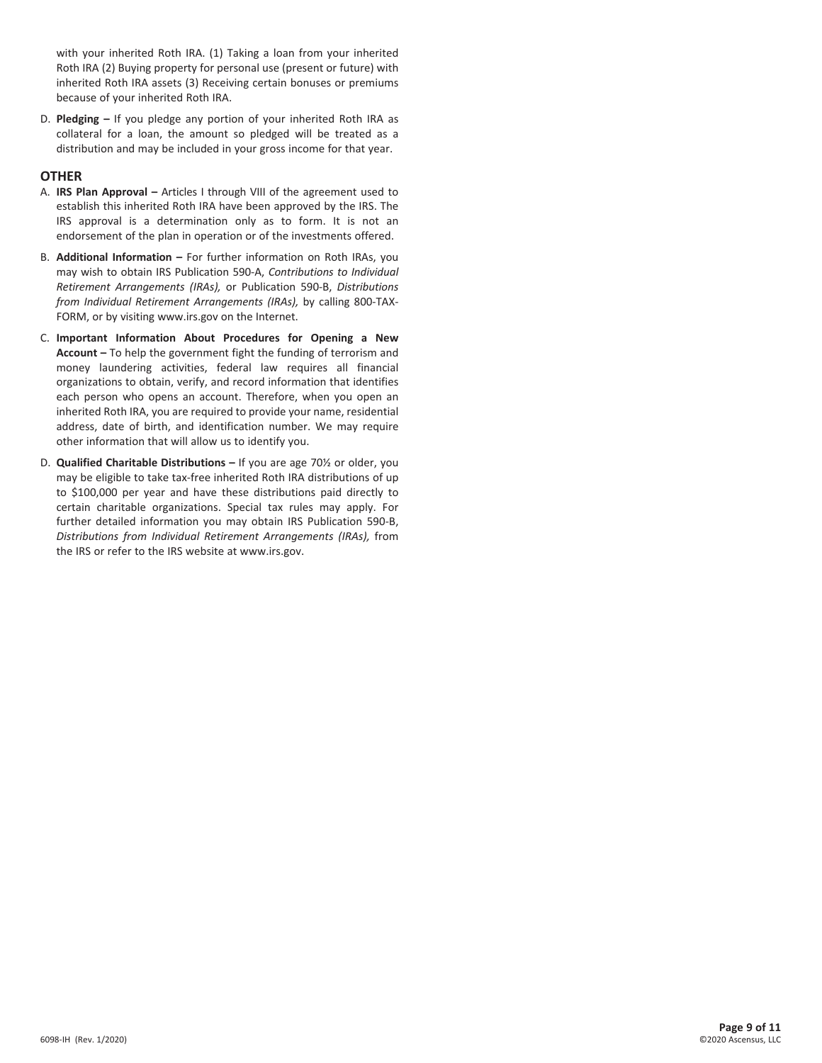with your inherited Roth IRA. (1) Taking a loan from your inherited Roth IRA (2) Buying property for personal use (present or future) with inherited Roth IRA assets (3) Receiving certain bonuses or premiums because of your inherited Roth IRA.

D. **Pledging –** If you pledge any portion of your inherited Roth IRA as collateral for a loan, the amount so pledged will be treated as a distribution and may be included in your gross income for that year.

## OTHER

A. **IRS Plan Approval –** Articles I through VIII of the agreement used to establish this inherited Roth IRA have been approved by the IRS. The IRS approval is a determination only as to form. It is not an endorsement of the plan in operation or of the investments offered.

B. **Additional Information –** For further information on Roth IRAs, you may wish to obtain IRS Publication 590-A, *Contributions to Individual Retirement Arrangements (IRAs),* or Publication 590-B, *Distributions from Individual Retirement Arrangements (IRAs),* by calling 800-TAX-FORM, or by visiting www.irs.gov on the Internet.

C. **Important Information About Procedures for Opening a New Account –** To help the government fight the funding of terrorism and money laundering activities, federal law requires all financial organizations to obtain, verify, and record information that identifies each person who opens an account. Therefore, when you open an inherited Roth IRA, you are required to provide your name, residential address, date of birth, and identification number. We may require other information that will allow us to identify you.

D. **Qualified Charitable Distributions –** If you are age 70½ or older, you may be eligible to take tax-free inherited Roth IRA distributions of up to $100,000 per year and have these distributions paid directly to certain charitable organizations. Special tax rules may apply. For further detailed information you may obtain IRS Publication 590-B, *Distributions from Individual Retirement Arrangements (IRAs),* from the IRS or refer to the IRS website at www.irs.gov.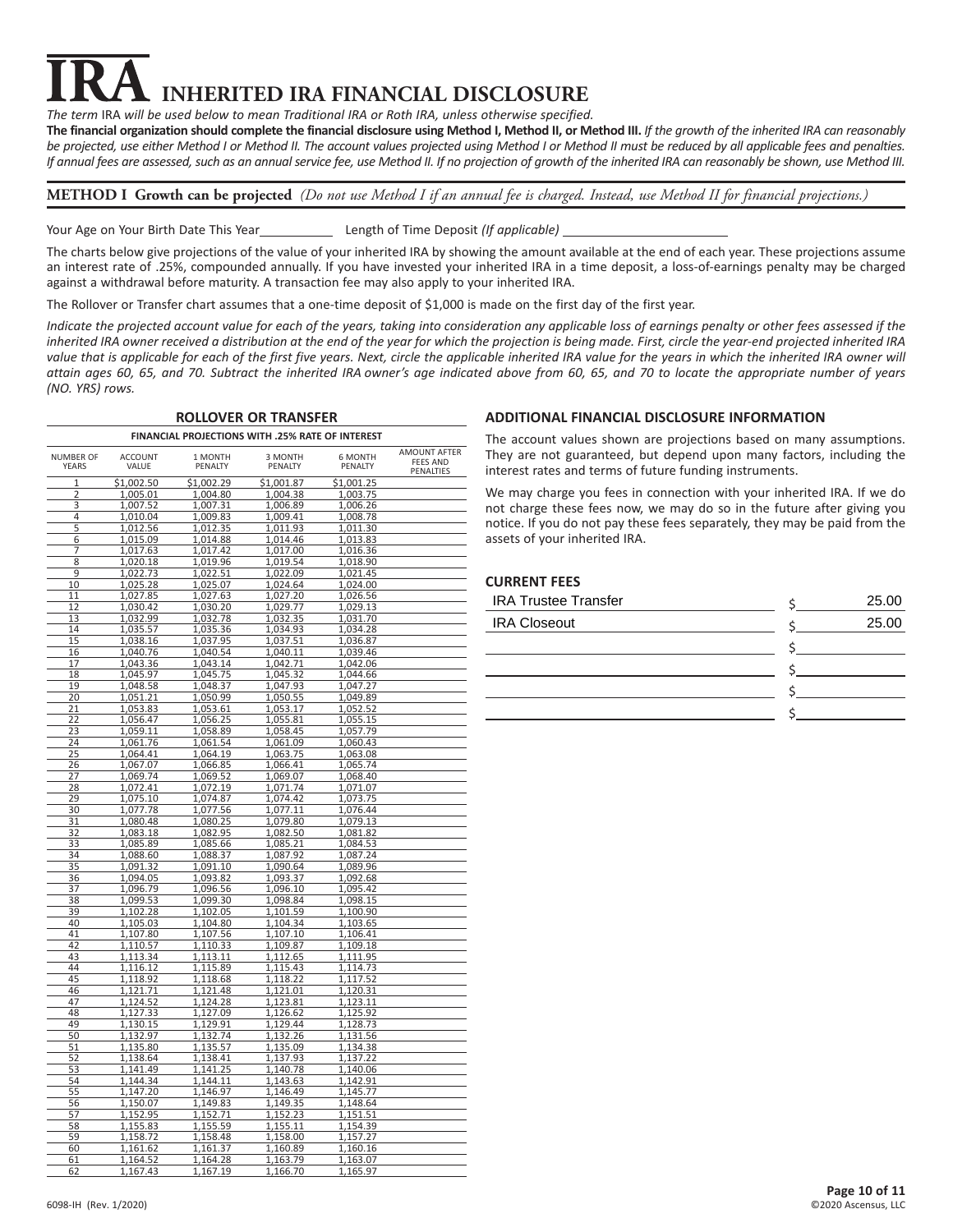# IRA INHERITED IRA FINANCIAL DISCLOSURE

*The term* IRA *will be used below to mean Traditional IRA or Roth IRA, unless otherwise specified.*

**The financial organization should complete the financial disclosure using Method I, Method II, or Method III.** *If the growth of the inherited IRA can reasonably be projected, use either Method I or Method II. The account values projected using Method I or Method II must be reduced by all applicable fees and penalties. If annual fees are assessed, such as an annual service fee, use Method II. If no projection of growth of the inherited IRA can reasonably be shown, use Method III.*

## METHOD I Growth can be projected *(Do not use Method I if an annual fee is charged. Instead, use Method II for financial projections.)*

Your Age on Your Birth Date This Year__________ Length of Time Deposit *(If applicable)* ______________________

The charts below give projections of the value of your inherited IRA by showing the amount available at the end of each year. These projections assume an interest rate of .25%, compounded annually. If you have invested your inherited IRA in a time deposit, a loss-of-earnings penalty may be charged against a withdrawal before maturity. A transaction fee may also apply to your inherited IRA.

The Rollover or Transfer chart assumes that a one-time deposit of $1,000 is made on the first day of the first year.

*Indicate the projected account value for each of the years, taking into consideration any applicable loss of earnings penalty or other fees assessed if the inherited IRA owner received a distribution at the end of the year for which the projection is being made. First, circle the year-end projected inherited IRA value that is applicable for each of the first five years. Next, circle the applicable inherited IRA value for the years in which the inherited IRA owner will attain ages 60, 65, and 70. Subtract the inherited IRA owner's age indicated above from 60, 65, and 70 to locate the appropriate number of years (NO. YRS) rows.*

### ROLLOVER OR TRANSFER

**FINANCIAL PROJECTIONS WITH .25% RATE OF INTEREST**

| NUMBER OF YEARS | ACCOUNT VALUE | 1 MONTH PENALTY | 3 MONTH PENALTY | 6 MONTH PENALTY | AMOUNT AFTER FEES AND PENALTIES |
|---|---|---|---|---|---|
| 1 | $1,002.50 | $1,002.29 | $1,001.87 | $1,001.25 | |
| 2 | 1,005.01 | 1,004.80 | 1,004.38 | 1,003.75 | |
| 3 | 1,007.52 | 1,007.31 | 1,006.89 | 1,006.26 | |
| 4 | 1,010.04 | 1,009.83 | 1,009.41 | 1,008.78 | |
| 5 | 1,012.56 | 1,012.35 | 1,011.93 | 1,011.30 | |
| 6 | 1,015.09 | 1,014.88 | 1,014.46 | 1,013.83 | |
| 7 | 1,017.63 | 1,017.42 | 1,017.00 | 1,016.36 | |
| 8 | 1,020.18 | 1,019.96 | 1,019.54 | 1,018.90 | |
| 9 | 1,022.73 | 1,022.51 | 1,022.09 | 1,021.45 | |
| 10 | 1,025.28 | 1,025.07 | 1,024.64 | 1,024.00 | |
| 11 | 1,027.85 | 1,027.63 | 1,027.20 | 1,026.56 | |
| 12 | 1,030.42 | 1,030.20 | 1,029.77 | 1,029.13 | |
| 13 | 1,032.99 | 1,032.78 | 1,032.35 | 1,031.70 | |
| 14 | 1,035.57 | 1,035.36 | 1,034.93 | 1,034.28 | |
| 15 | 1,038.16 | 1,037.95 | 1,037.51 | 1,036.87 | |
| 16 | 1,040.76 | 1,040.54 | 1,040.11 | 1,039.46 | |
| 17 | 1,043.36 | 1,043.14 | 1,042.71 | 1,042.06 | |
| 18 | 1,045.97 | 1,045.75 | 1,045.32 | 1,044.66 | |
| 19 | 1,048.58 | 1,048.37 | 1,047.93 | 1,047.27 | |
| 20 | 1,051.21 | 1,050.99 | 1,050.55 | 1,049.89 | |
| 21 | 1,053.83 | 1,053.61 | 1,053.17 | 1,052.52 | |
| 22 | 1,056.47 | 1,056.25 | 1,055.81 | 1,055.15 | |
| 23 | 1,059.11 | 1,058.89 | 1,058.45 | 1,057.79 | |
| 24 | 1,061.76 | 1,061.54 | 1,061.09 | 1,060.43 | |
| 25 | 1,064.41 | 1,064.19 | 1,063.75 | 1,063.08 | |
| 26 | 1,067.07 | 1,066.85 | 1,066.41 | 1,065.74 | |
| 27 | 1,069.74 | 1,069.52 | 1,069.07 | 1,068.40 | |
| 28 | 1,072.41 | 1,072.19 | 1,071.74 | 1,071.07 | |
| 29 | 1,075.10 | 1,074.87 | 1,074.42 | 1,073.75 | |
| 30 | 1,077.78 | 1,077.56 | 1,077.11 | 1,076.44 | |
| 31 | 1,080.48 | 1,080.25 | 1,079.80 | 1,079.13 | |
| 32 | 1,083.18 | 1,082.95 | 1,082.50 | 1,081.82 | |
| 33 | 1,085.89 | 1,085.66 | 1,085.21 | 1,084.53 | |
| 34 | 1,088.60 | 1,088.37 | 1,087.92 | 1,087.24 | |
| 35 | 1,091.32 | 1,091.10 | 1,090.64 | 1,089.96 | |
| 36 | 1,094.05 | 1,093.82 | 1,093.37 | 1,092.68 | |
| 37 | 1,096.79 | 1,096.56 | 1,096.10 | 1,095.42 | |
| 38 | 1,099.53 | 1,099.30 | 1,098.84 | 1,098.15 | |
| 39 | 1,102.28 | 1,102.05 | 1,101.59 | 1,100.90 | |
| 40 | 1,105.03 | 1,104.80 | 1,104.34 | 1,103.65 | |
| 41 | 1,107.80 | 1,107.56 | 1,107.10 | 1,106.41 | |
| 42 | 1,110.57 | 1,110.33 | 1,109.87 | 1,109.18 | |
| 43 | 1,113.34 | 1,113.11 | 1,112.65 | 1,111.95 | |
| 44 | 1,116.12 | 1,115.89 | 1,115.43 | 1,114.73 | |
| 45 | 1,118.92 | 1,118.68 | 1,118.22 | 1,117.52 | |
| 46 | 1,121.71 | 1,121.48 | 1,121.01 | 1,120.31 | |
| 47 | 1,124.52 | 1,124.28 | 1,123.81 | 1,123.11 | |
| 48 | 1,127.33 | 1,127.09 | 1,126.62 | 1,125.92 | |
| 49 | 1,130.15 | 1,129.91 | 1,129.44 | 1,128.73 | |
| 50 | 1,132.97 | 1,132.74 | 1,132.26 | 1,131.56 | |
| 51 | 1,135.80 | 1,135.57 | 1,135.09 | 1,134.38 | |
| 52 | 1,138.64 | 1,138.41 | 1,137.93 | 1,137.22 | |
| 53 | 1,141.49 | 1,141.25 | 1,140.78 | 1,140.06 | |
| 54 | 1,144.34 | 1,144.11 | 1,143.63 | 1,142.91 | |
| 55 | 1,147.20 | 1,146.97 | 1,146.49 | 1,145.77 | |
| 56 | 1,150.07 | 1,149.83 | 1,149.35 | 1,148.64 | |
| 57 | 1,152.95 | 1,152.71 | 1,152.23 | 1,151.51 | |
| 58 | 1,155.83 | 1,155.59 | 1,155.11 | 1,154.39 | |
| 59 | 1,158.72 | 1,158.48 | 1,158.00 | 1,157.27 | |
| 60 | 1,161.62 | 1,161.37 | 1,160.89 | 1,160.16 | |
| 61 | 1,164.52 | 1,164.28 | 1,163.79 | 1,163.07 | |
| 62 | 1,167.43 | 1,167.19 | 1,166.70 | 1,165.97 | |

### ADDITIONAL FINANCIAL DISCLOSURE INFORMATION

The account values shown are projections based on many assumptions. They are not guaranteed, but depend upon many factors, including the interest rates and terms of future funding instruments.

We may charge you fees in connection with your inherited IRA. If we do not charge these fees now, we may do so in the future after giving you notice. If you do not pay these fees separately, they may be paid from the assets of your inherited IRA.

### CURRENT FEES

| Fee | Amount |
|---|---|
| IRA Trustee Transfer | $ 25.00 |
| IRA Closeout | $ 25.00 |
| | $ |
| | $ |
| | $ |
| | $ |

6098-IH (Rev. 1/2020) ©2020 Ascensus, LLC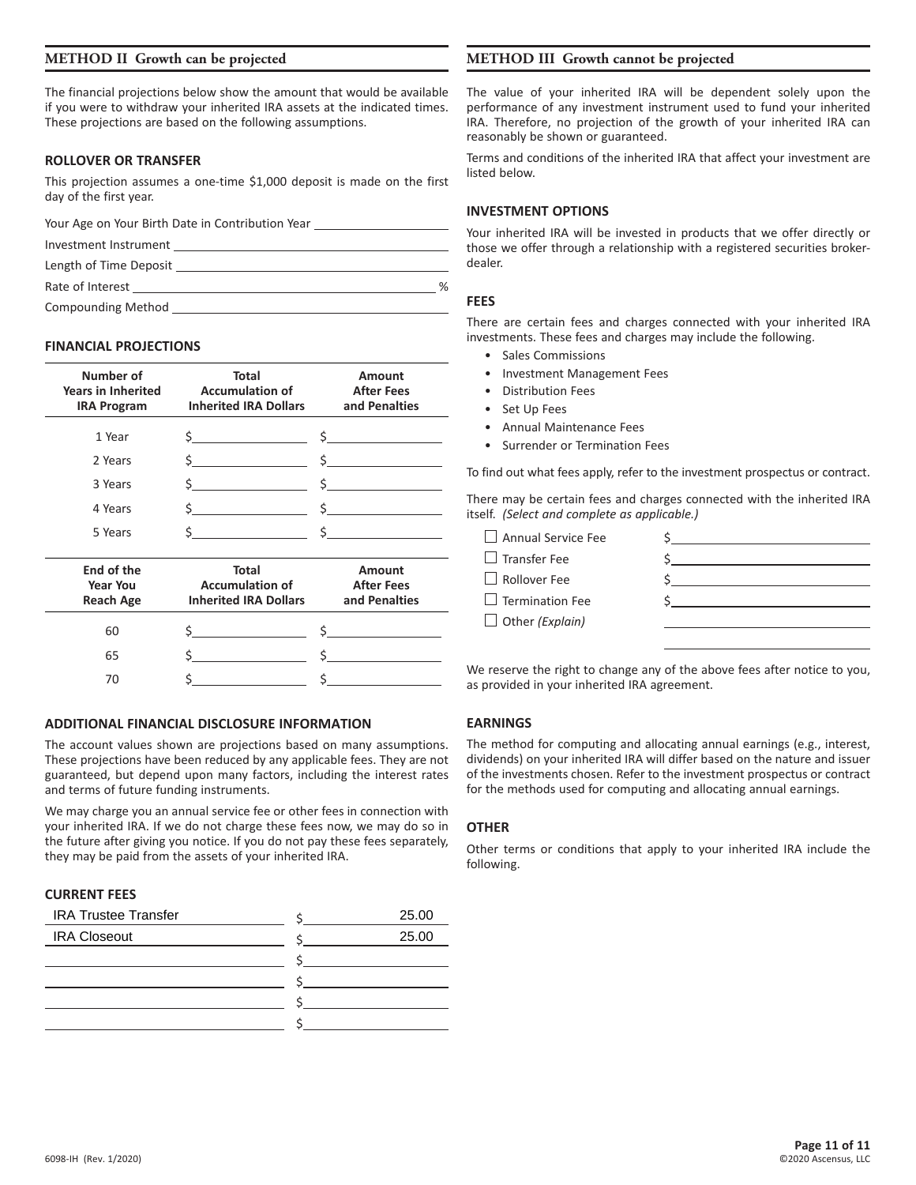## METHOD II Growth can be projected

The financial projections below show the amount that would be available if you were to withdraw your inherited IRA assets at the indicated times. These projections are based on the following assumptions.

### ROLLOVER OR TRANSFER

This projection assumes a one-time $1,000 deposit is made on the first day of the first year.

Your Age on Your Birth Date in Contribution Year ____________________

Investment Instrument ____________________

Length of Time Deposit ____________________

Rate of Interest ____________________ %

Compounding Method ____________________

### FINANCIAL PROJECTIONS

| Number of Years in Inherited IRA Program | Total Accumulation of Inherited IRA Dollars | Amount After Fees and Penalties |
|---|---|---|
| 1 Year | $ | $ |
| 2 Years | $ | $ |
| 3 Years | $ | $ |
| 4 Years | $ | $ |
| 5 Years | $ | $ |

| End of the Year You Reach Age | Total Accumulation of Inherited IRA Dollars | Amount After Fees and Penalties |
|---|---|---|
| 60 | $ | $ |
| 65 | $ | $ |
| 70 | $ | $ |

### ADDITIONAL FINANCIAL DISCLOSURE INFORMATION

The account values shown are projections based on many assumptions. These projections have been reduced by any applicable fees. They are not guaranteed, but depend upon many factors, including the interest rates and terms of future funding instruments.

We may charge you an annual service fee or other fees in connection with your inherited IRA. If we do not charge these fees now, we may do so in the future after giving you notice. If you do not pay these fees separately, they may be paid from the assets of your inherited IRA.

### CURRENT FEES

| | |
|---|---|
| IRA Trustee Transfer | $ 25.00 |
| IRA Closeout | $ 25.00 |
| | $ |
| | $ |
| | $ |
| | $ |

## METHOD III Growth cannot be projected

The value of your inherited IRA will be dependent solely upon the performance of any investment instrument used to fund your inherited IRA. Therefore, no projection of the growth of your inherited IRA can reasonably be shown or guaranteed.

Terms and conditions of the inherited IRA that affect your investment are listed below.

### INVESTMENT OPTIONS

Your inherited IRA will be invested in products that we offer directly or those we offer through a relationship with a registered securities broker-dealer.

### FEES

There are certain fees and charges connected with your inherited IRA investments. These fees and charges may include the following.

- Sales Commissions
- Investment Management Fees
- Distribution Fees
- Set Up Fees
- Annual Maintenance Fees
- Surrender or Termination Fees

To find out what fees apply, refer to the investment prospectus or contract.

There may be certain fees and charges connected with the inherited IRA itself. *(Select and complete as applicable.)*

☐ Annual Service Fee $ ____________________

☐ Transfer Fee $ ____________________

☐ Rollover Fee $ ____________________

☐ Termination Fee $ ____________________

☐ Other *(Explain)* ____________________

We reserve the right to change any of the above fees after notice to you, as provided in your inherited IRA agreement.

### EARNINGS

The method for computing and allocating annual earnings (e.g., interest, dividends) on your inherited IRA will differ based on the nature and issuer of the investments chosen. Refer to the investment prospectus or contract for the methods used for computing and allocating annual earnings.

### OTHER

Other terms or conditions that apply to your inherited IRA include the following.

6098-IH (Rev. 1/2020) ©2020 Ascensus, LLC